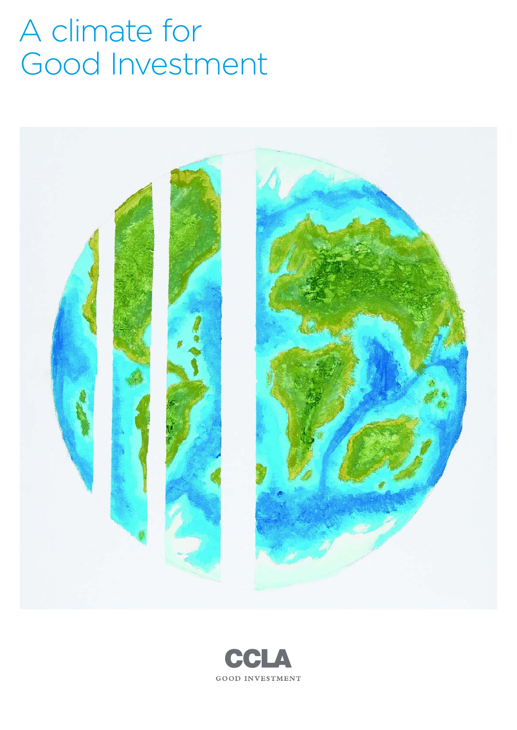# A climate for Good Investment

CCLA

GOOD INVESTMENT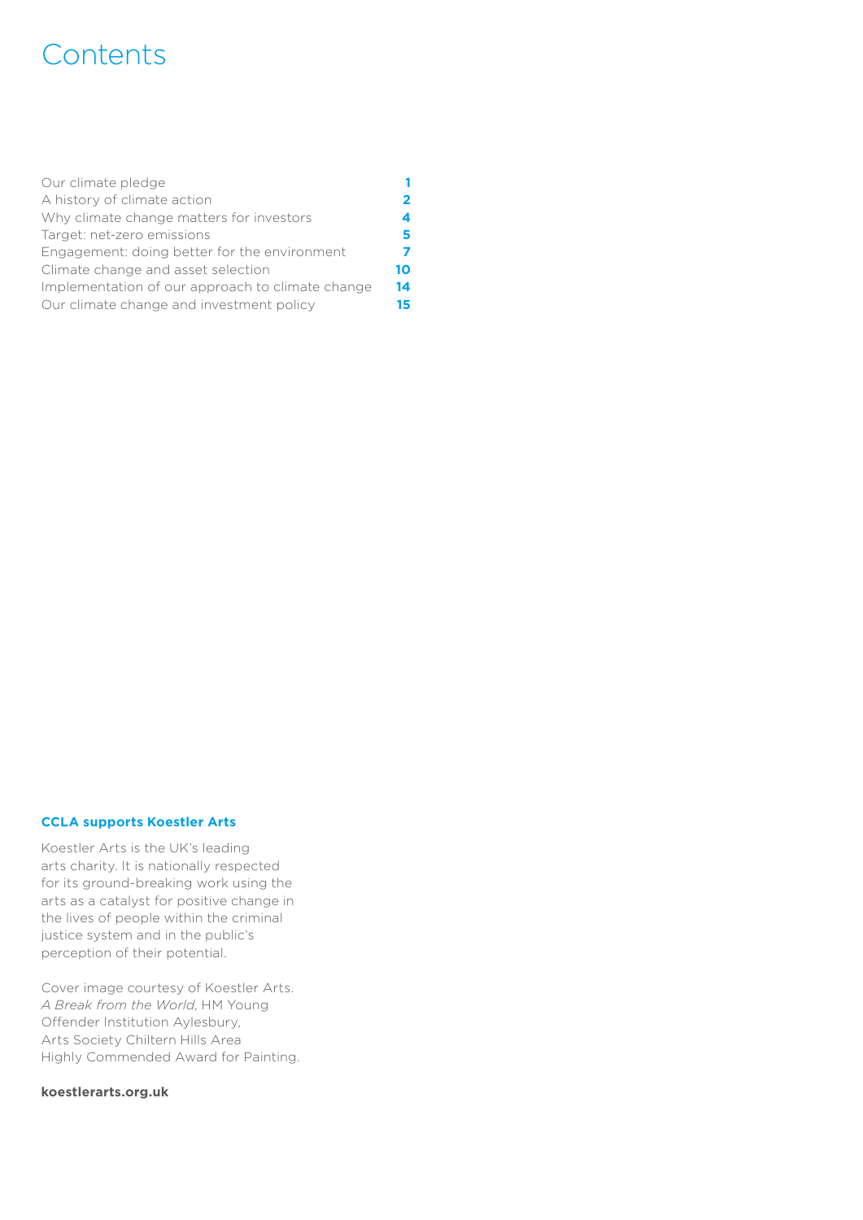# Contents

| | |
|---|---|
| Our climate pledge | **1** |
| A history of climate action | **2** |
| Why climate change matters for investors | **4** |
| Target: net-zero emissions | **5** |
| Engagement: doing better for the environment | **7** |
| Climate change and asset selection | **10** |
| Implementation of our approach to climate change | **14** |
| Our climate change and investment policy | **15** |

**CCLA supports Koestler Arts**

Koestler Arts is the UK's leading arts charity. It is nationally respected for its ground-breaking work using the arts as a catalyst for positive change in the lives of people within the criminal justice system and in the public's perception of their potential.

Cover image courtesy of Koestler Arts. *A Break from the World*, HM Young Offender Institution Aylesbury, Arts Society Chiltern Hills Area Highly Commended Award for Painting.

**koestlerarts.org.uk**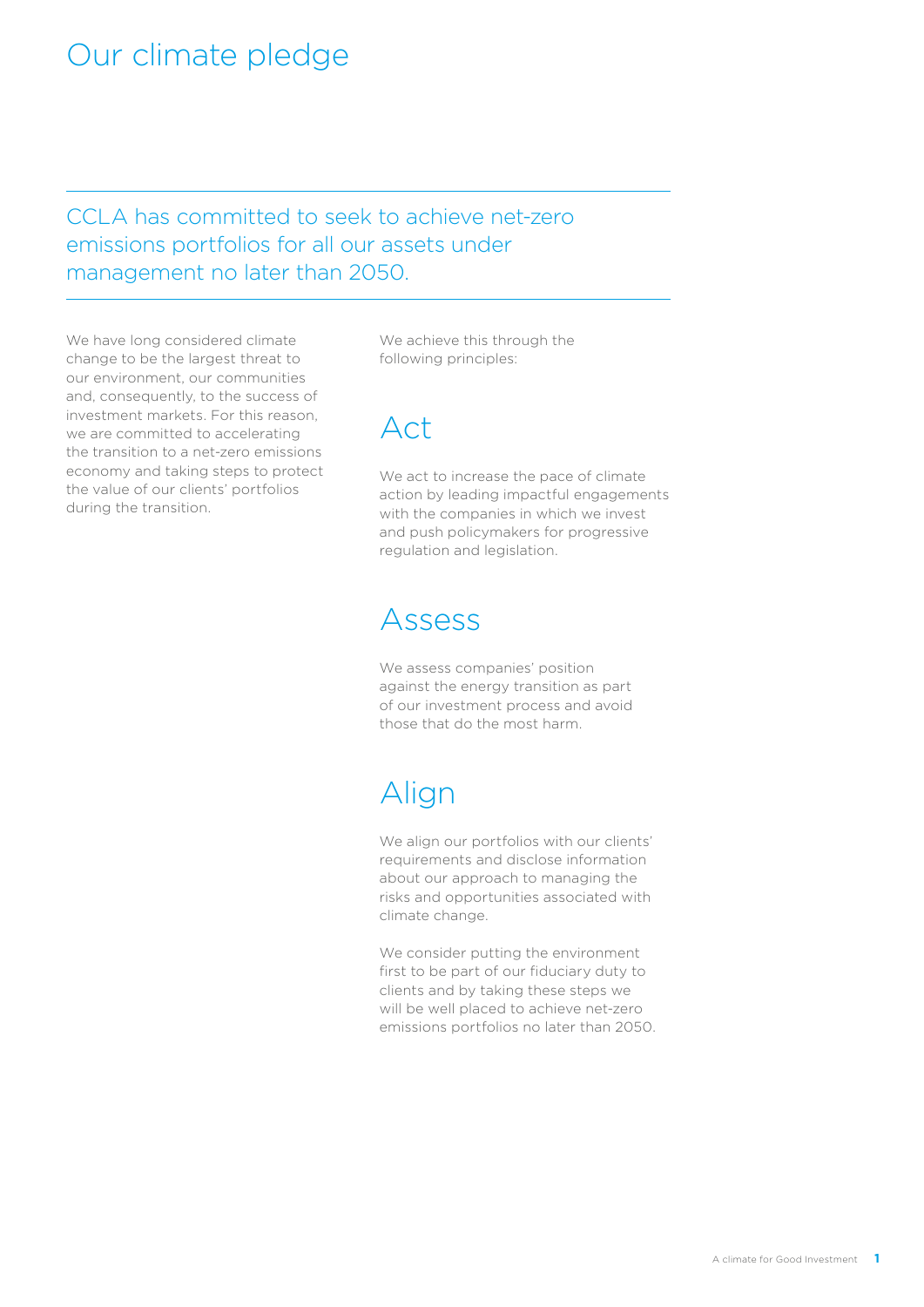# Our climate pledge

## CCLA has committed to seek to achieve net-zero emissions portfolios for all our assets under management no later than 2050.

We have long considered climate change to be the largest threat to our environment, our communities and, consequently, to the success of investment markets. For this reason, we are committed to accelerating the transition to a net-zero emissions economy and taking steps to protect the value of our clients' portfolios during the transition.

We achieve this through the following principles:

## Act

We act to increase the pace of climate action by leading impactful engagements with the companies in which we invest and push policymakers for progressive regulation and legislation.

## Assess

We assess companies' position against the energy transition as part of our investment process and avoid those that do the most harm.

## Align

We align our portfolios with our clients' requirements and disclose information about our approach to managing the risks and opportunities associated with climate change.

We consider putting the environment first to be part of our fiduciary duty to clients and by taking these steps we will be well placed to achieve net-zero emissions portfolios no later than 2050.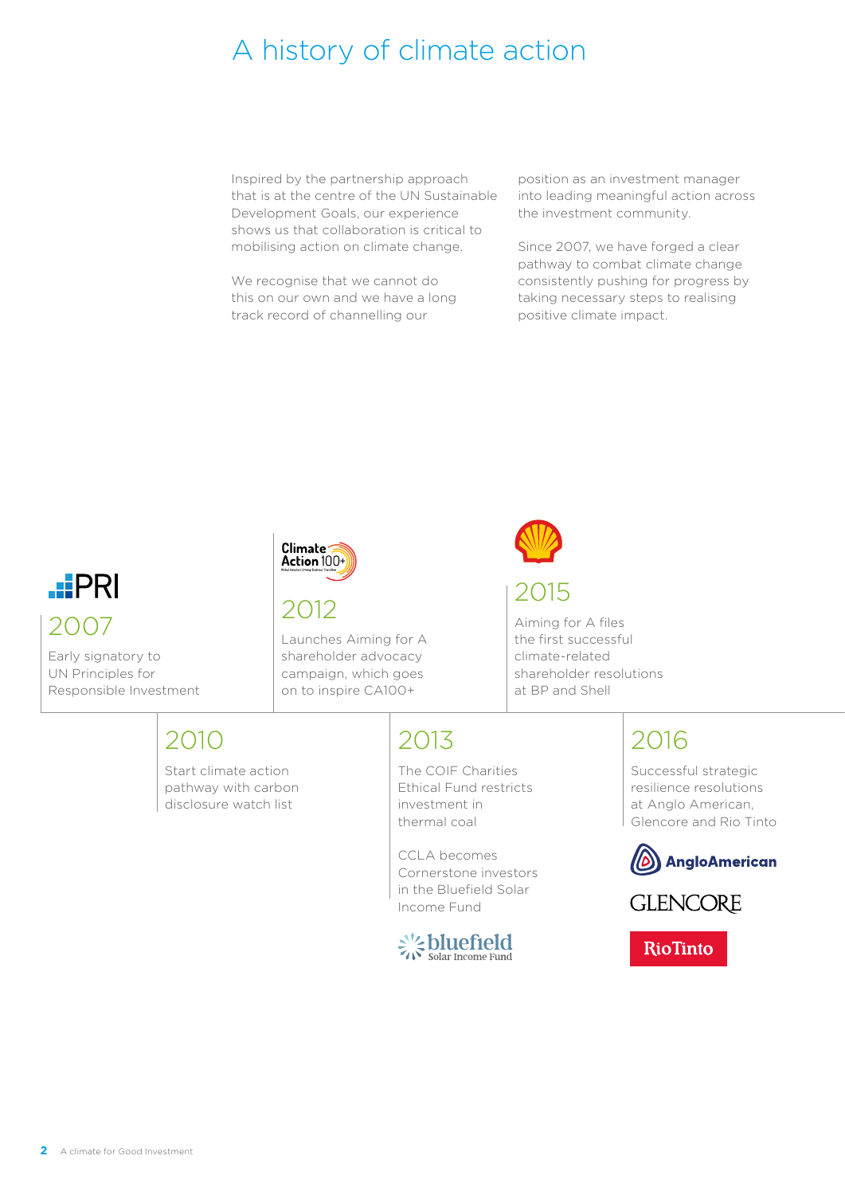# A history of climate action

Inspired by the partnership approach that is at the centre of the UN Sustainable Development Goals, our experience shows us that collaboration is critical to mobilising action on climate change.

We recognise that we cannot do this on our own and we have a long track record of channelling our position as an investment manager into leading meaningful action across the investment community.

Since 2007, we have forged a clear pathway to combat climate change consistently pushing for progress by taking necessary steps to realising positive climate impact.

## 2007

Early signatory to UN Principles for Responsible Investment

## 2010

Start climate action pathway with carbon disclosure watch list

## 2012

Launches Aiming for A shareholder advocacy campaign, which goes on to inspire CA100+

## 2013

The COIF Charities Ethical Fund restricts investment in thermal coal

CCLA becomes Cornerstone investors in the Bluefield Solar Income Fund

## 2015

Aiming for A files the first successful climate-related shareholder resolutions at BP and Shell

## 2016

Successful strategic resilience resolutions at Anglo American, Glencore and Rio Tinto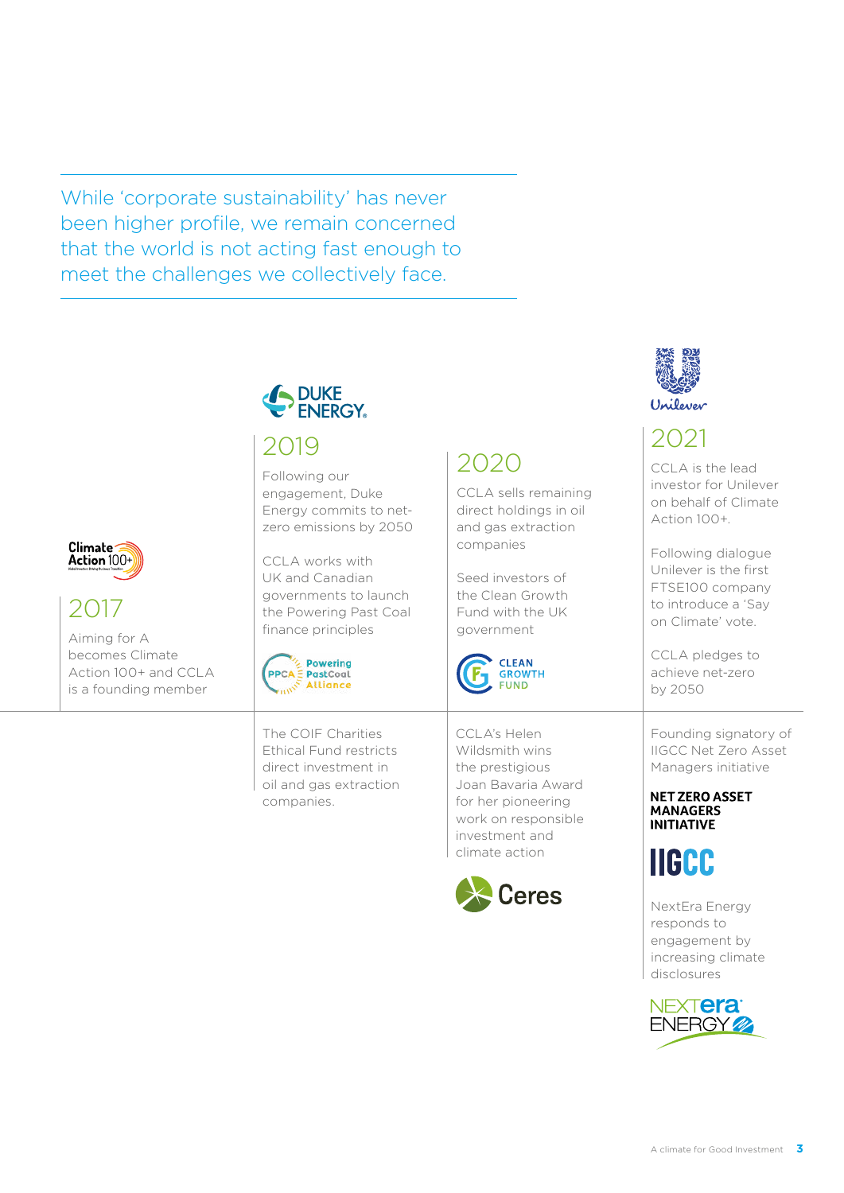While 'corporate sustainability' has never been higher profile, we remain concerned that the world is not acting fast enough to meet the challenges we collectively face.

Climate Action 100+

## 2017

Aiming for A becomes Climate Action 100+ and CCLA is a founding member

DUKE ENERGY

## 2019

Following our engagement, Duke Energy commits to net-zero emissions by 2050

CCLA works with UK and Canadian governments to launch the Powering Past Coal finance principles

PPCA Powering PastCoal Alliance

The COIF Charities Ethical Fund restricts direct investment in oil and gas extraction companies.

## 2020

CCLA sells remaining direct holdings in oil and gas extraction companies

Seed investors of the Clean Growth Fund with the UK government

CLEAN GROWTH FUND

CCLA's Helen Wildsmith wins the prestigious Joan Bavaria Award for her pioneering work on responsible investment and climate action

Ceres

Unilever

## 2021

CCLA is the lead investor for Unilever on behalf of Climate Action 100+.

Following dialogue Unilever is the first FTSE100 company to introduce a 'Say on Climate' vote.

CCLA pledges to achieve net-zero by 2050

Founding signatory of IIGCC Net Zero Asset Managers initiative

**NET ZERO ASSET MANAGERS INITIATIVE**

IIGCC

NextEra Energy responds to engagement by increasing climate disclosures

NEXTera ENERGY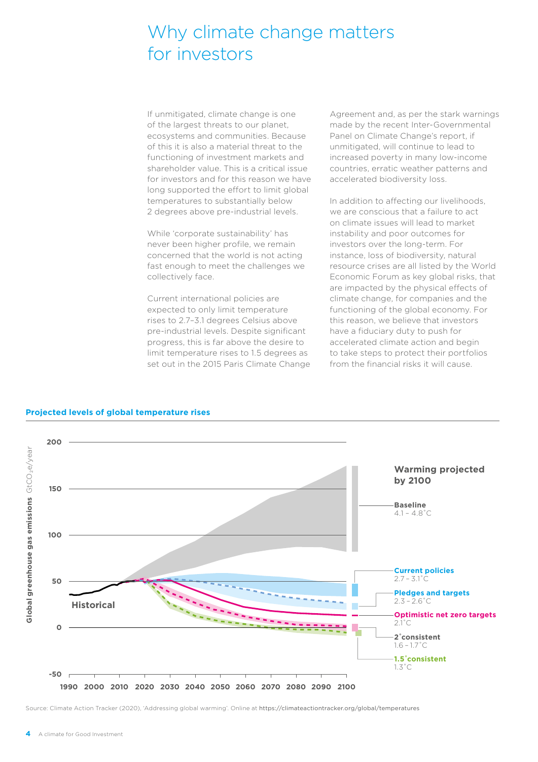# Why climate change matters for investors

If unmitigated, climate change is one of the largest threats to our planet, ecosystems and communities. Because of this it is also a material threat to the functioning of investment markets and shareholder value. This is a critical issue for investors and for this reason we have long supported the effort to limit global temperatures to substantially below 2 degrees above pre-industrial levels.

While 'corporate sustainability' has never been higher profile, we remain concerned that the world is not acting fast enough to meet the challenges we collectively face.

Current international policies are expected to only limit temperature rises to 2.7–3.1 degrees Celsius above pre-industrial levels. Despite significant progress, this is far above the desire to limit temperature rises to 1.5 degrees as set out in the 2015 Paris Climate Change Agreement and, as per the stark warnings made by the recent Inter-Governmental Panel on Climate Change's report, if unmitigated, will continue to lead to increased poverty in many low-income countries, erratic weather patterns and accelerated biodiversity loss.

In addition to affecting our livelihoods, we are conscious that a failure to act on climate issues will lead to market instability and poor outcomes for investors over the long-term. For instance, loss of biodiversity, natural resource crises are all listed by the World Economic Forum as key global risks, that are impacted by the physical effects of climate change, for companies and the functioning of the global economy. For this reason, we believe that investors have a fiduciary duty to push for accelerated climate action and begin to take steps to protect their portfolios from the financial risks it will cause.

**Projected levels of global temperature rises**

Global greenhouse gas emissions $GtCO_2e$/year

Historical

**Warming projected by 2100**

- **Baseline** 4.1 – 4.8˚C
- **Current policies** 2.7 – 3.1˚C
- **Pledges and targets** 2.3 – 2.6˚C
- **Optimistic net zero targets** 2.1˚C
- **2˚consistent** 1.6 – 1.7˚C
- **1.5˚consistent** 1.3˚C

Source: Climate Action Tracker (2020), 'Addressing global warming'. Online at https://climateactiontracker.org/global/temperatures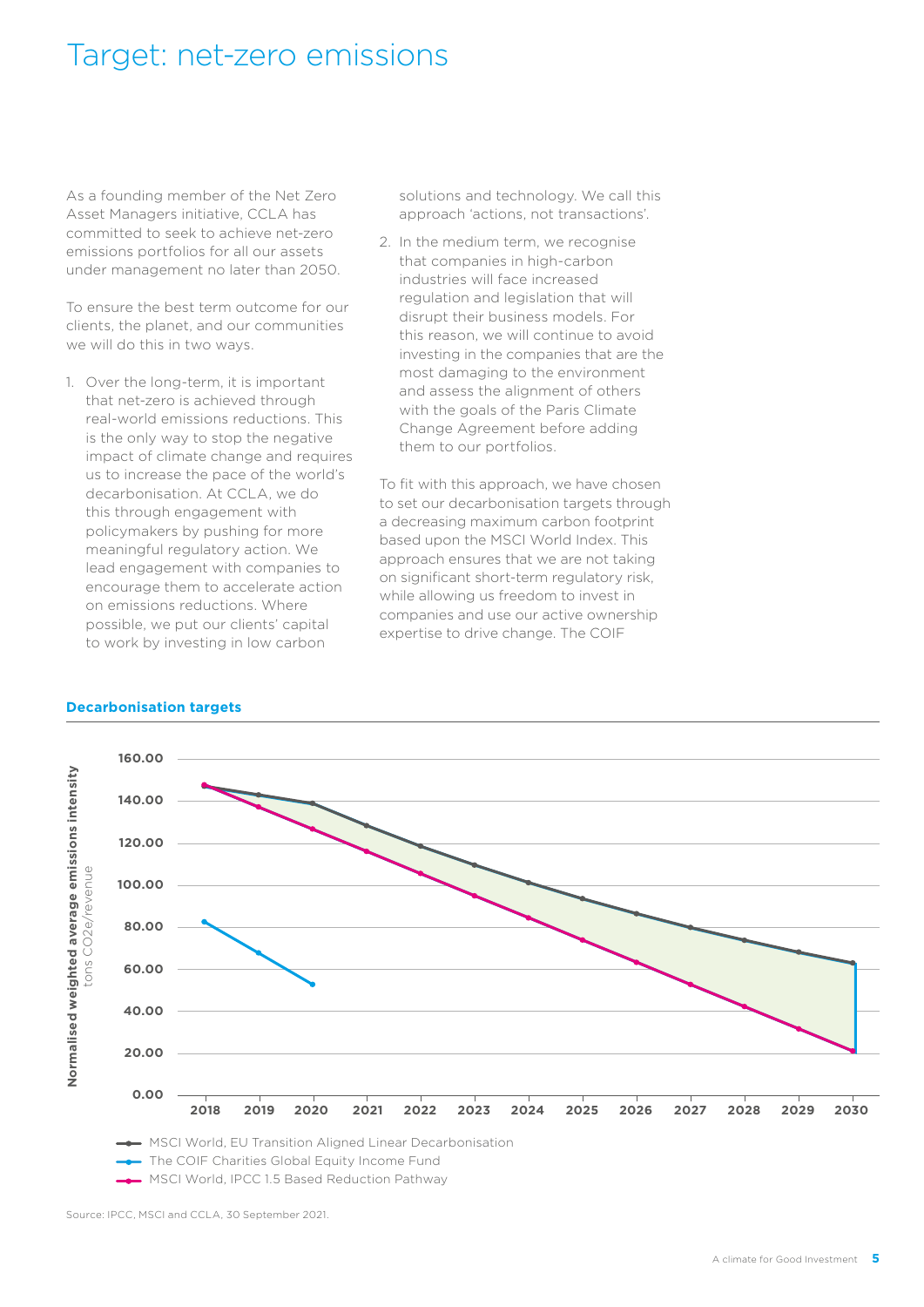# Target: net-zero emissions

As a founding member of the Net Zero Asset Managers initiative, CCLA has committed to seek to achieve net-zero emissions portfolios for all our assets under management no later than 2050.

To ensure the best term outcome for our clients, the planet, and our communities we will do this in two ways.

1. Over the long-term, it is important that net-zero is achieved through real-world emissions reductions. This is the only way to stop the negative impact of climate change and requires us to increase the pace of the world's decarbonisation. At CCLA, we do this through engagement with policymakers by pushing for more meaningful regulatory action. We lead engagement with companies to encourage them to accelerate action on emissions reductions. Where possible, we put our clients' capital to work by investing in low carbon solutions and technology. We call this approach 'actions, not transactions'.
2. In the medium term, we recognise that companies in high-carbon industries will face increased regulation and legislation that will disrupt their business models. For this reason, we will continue to avoid investing in the companies that are the most damaging to the environment and assess the alignment of others with the goals of the Paris Climate Change Agreement before adding them to our portfolios.

To fit with this approach, we have chosen to set our decarbonisation targets through a decreasing maximum carbon footprint based upon the MSCI World Index. This approach ensures that we are not taking on significant short-term regulatory risk, while allowing us freedom to invest in companies and use our active ownership expertise to drive change. The COIF

**Decarbonisation targets**

Normalised weighted average emissions intensity (tons $CO_2$e/revenue)

| Year | MSCI World, EU Transition Aligned Linear Decarbonisation | The COIF Charities Global Equity Income Fund | MSCI World, IPCC 1.5 Based Reduction Pathway |
|---|---|---|---|
| 2018 | ~147 | ~82 | ~148 |
| 2019 | ~143 | ~68 | ~137 |
| 2020 | ~139 | ~53 | ~127 |
| 2021 | ~128 | | ~116 |
| 2022 | ~119 | | ~106 |
| 2023 | ~110 | | ~95 |
| 2024 | ~101 | | ~85 |
| 2025 | ~94 | | ~74 |
| 2026 | ~86 | | ~63 |
| 2027 | ~80 | | ~53 |
| 2028 | ~74 | | ~42 |
| 2029 | ~68 | | ~32 |
| 2030 | ~63 | | ~21 |

Source: IPCC, MSCI and CCLA, 30 September 2021.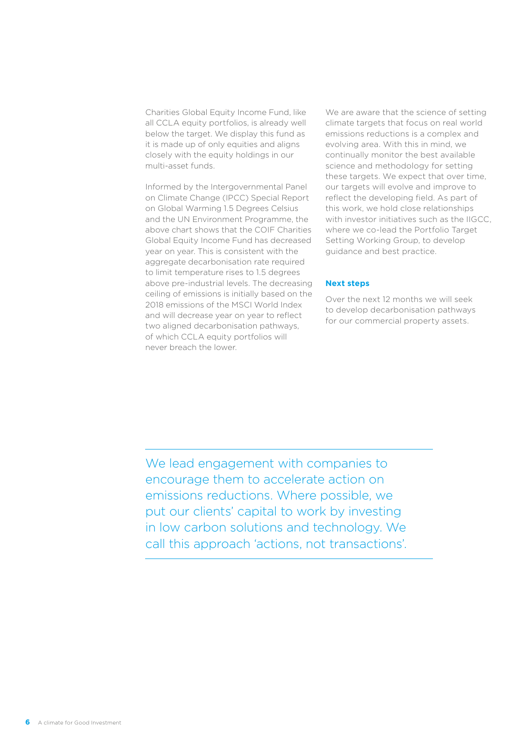Charities Global Equity Income Fund, like all CCLA equity portfolios, is already well below the target. We display this fund as it is made up of only equities and aligns closely with the equity holdings in our multi-asset funds.

Informed by the Intergovernmental Panel on Climate Change (IPCC) Special Report on Global Warming 1.5 Degrees Celsius and the UN Environment Programme, the above chart shows that the COIF Charities Global Equity Income Fund has decreased year on year. This is consistent with the aggregate decarbonisation rate required to limit temperature rises to 1.5 degrees above pre-industrial levels. The decreasing ceiling of emissions is initially based on the 2018 emissions of the MSCI World Index and will decrease year on year to reflect two aligned decarbonisation pathways, of which CCLA equity portfolios will never breach the lower.

We are aware that the science of setting climate targets that focus on real world emissions reductions is a complex and evolving area. With this in mind, we continually monitor the best available science and methodology for setting these targets. We expect that over time, our targets will evolve and improve to reflect the developing field. As part of this work, we hold close relationships with investor initiatives such as the IIGCC, where we co-lead the Portfolio Target Setting Working Group, to develop guidance and best practice.

**Next steps**

Over the next 12 months we will seek to develop decarbonisation pathways for our commercial property assets.

---

We lead engagement with companies to encourage them to accelerate action on emissions reductions. Where possible, we put our clients' capital to work by investing in low carbon solutions and technology. We call this approach 'actions, not transactions'.

---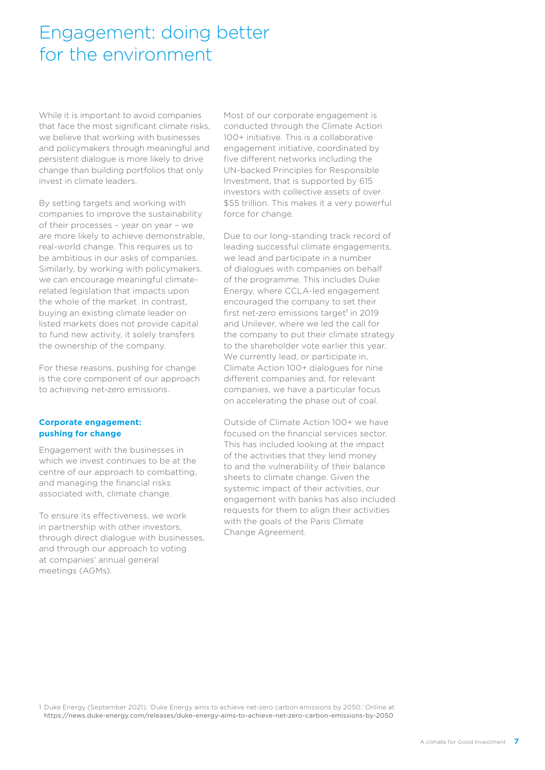# Engagement: doing better for the environment

While it is important to avoid companies that face the most significant climate risks, we believe that working with businesses and policymakers through meaningful and persistent dialogue is more likely to drive change than building portfolios that only invest in climate leaders.

By setting targets and working with companies to improve the sustainability of their processes – year on year – we are more likely to achieve demonstrable, real-world change. This requires us to be ambitious in our asks of companies. Similarly, by working with policymakers, we can encourage meaningful climate-related legislation that impacts upon the whole of the market. In contrast, buying an existing climate leader on listed markets does not provide capital to fund new activity, it solely transfers the ownership of the company.

For these reasons, pushing for change is the core component of our approach to achieving net-zero emissions.

## Corporate engagement: pushing for change

Engagement with the businesses in which we invest continues to be at the centre of our approach to combatting, and managing the financial risks associated with, climate change.

To ensure its effectiveness, we work in partnership with other investors, through direct dialogue with businesses, and through our approach to voting at companies' annual general meetings (AGMs).

Most of our corporate engagement is conducted through the Climate Action 100+ initiative. This is a collaborative engagement initiative, coordinated by five different networks including the UN-backed Principles for Responsible Investment, that is supported by 615 investors with collective assets of over $55 trillion. This makes it a very powerful force for change.

Due to our long-standing track record of leading successful climate engagements, we lead and participate in a number of dialogues with companies on behalf of the programme. This includes Duke Energy, where CCLA-led engagement encouraged the company to set their first net-zero emissions target[1] in 2019 and Unilever, where we led the call for the company to put their climate strategy to the shareholder vote earlier this year. We currently lead, or participate in, Climate Action 100+ dialogues for nine different companies and, for relevant companies, we have a particular focus on accelerating the phase out of coal.

Outside of Climate Action 100+ we have focused on the financial services sector. This has included looking at the impact of the activities that they lend money to and the vulnerability of their balance sheets to climate change. Given the systemic impact of their activities, our engagement with banks has also included requests for them to align their activities with the goals of the Paris Climate Change Agreement.

1 Duke Energy (September 2021), 'Duke Energy aims to achieve net-zero carbon emissions by 2050.' Online at https://news.duke-energy.com/releases/duke-energy-aims-to-achieve-net-zero-carbon-emissions-by-2050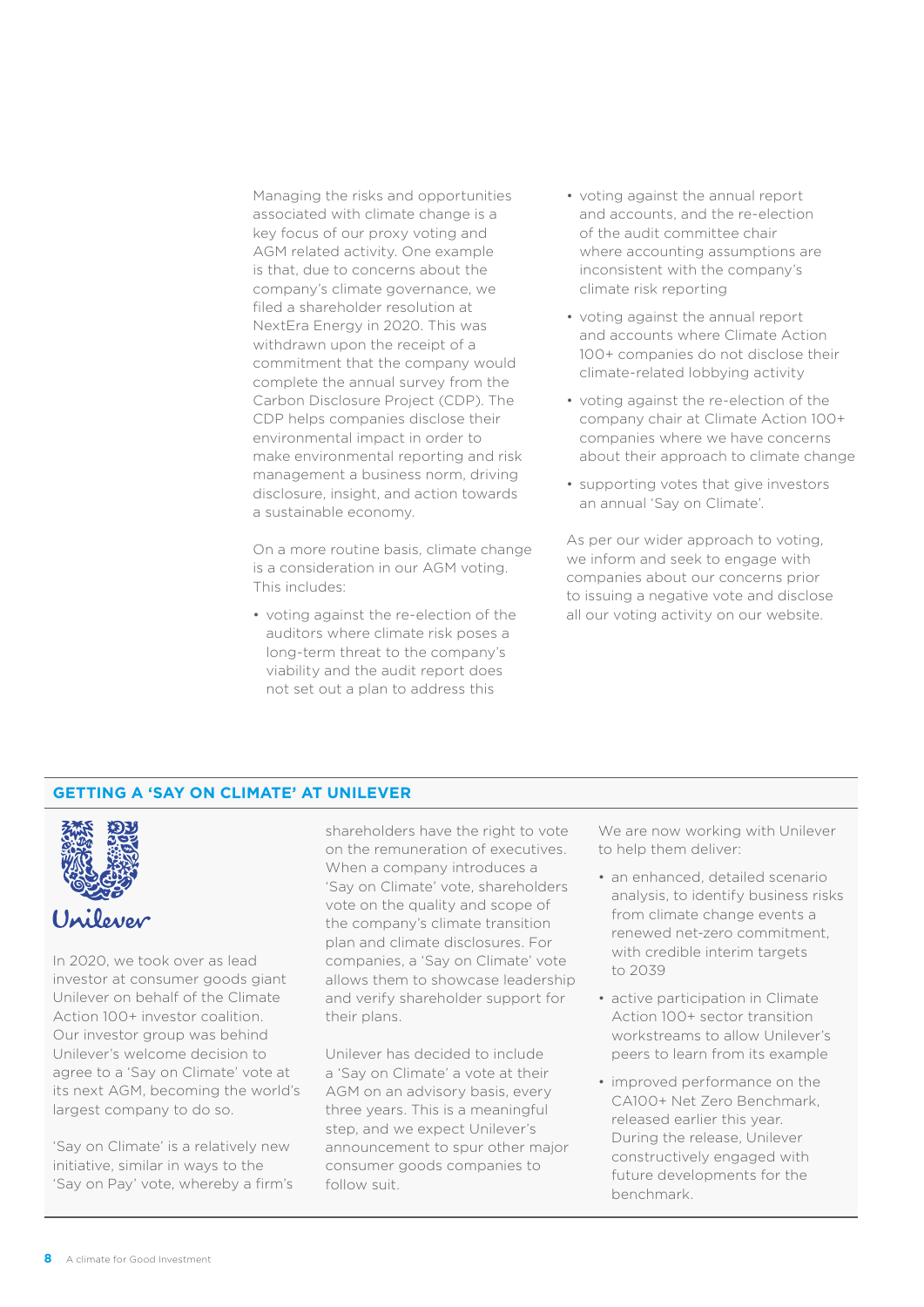Managing the risks and opportunities associated with climate change is a key focus of our proxy voting and AGM related activity. One example is that, due to concerns about the company's climate governance, we filed a shareholder resolution at NextEra Energy in 2020. This was withdrawn upon the receipt of a commitment that the company would complete the annual survey from the Carbon Disclosure Project (CDP). The CDP helps companies disclose their environmental impact in order to make environmental reporting and risk management a business norm, driving disclosure, insight, and action towards a sustainable economy.

On a more routine basis, climate change is a consideration in our AGM voting. This includes:

- voting against the re-election of the auditors where climate risk poses a long-term threat to the company's viability and the audit report does not set out a plan to address this
- voting against the annual report and accounts, and the re-election of the audit committee chair where accounting assumptions are inconsistent with the company's climate risk reporting
- voting against the annual report and accounts where Climate Action 100+ companies do not disclose their climate-related lobbying activity
- voting against the re-election of the company chair at Climate Action 100+ companies where we have concerns about their approach to climate change
- supporting votes that give investors an annual 'Say on Climate'.

As per our wider approach to voting, we inform and seek to engage with companies about our concerns prior to issuing a negative vote and disclose all our voting activity on our website.

## GETTING A 'SAY ON CLIMATE' AT UNILEVER

In 2020, we took over as lead investor at consumer goods giant Unilever on behalf of the Climate Action 100+ investor coalition. Our investor group was behind Unilever's welcome decision to agree to a 'Say on Climate' vote at its next AGM, becoming the world's largest company to do so.

'Say on Climate' is a relatively new initiative, similar in ways to the 'Say on Pay' vote, whereby a firm's shareholders have the right to vote on the remuneration of executives. When a company introduces a 'Say on Climate' vote, shareholders vote on the quality and scope of the company's climate transition plan and climate disclosures. For companies, a 'Say on Climate' vote allows them to showcase leadership and verify shareholder support for their plans.

Unilever has decided to include a 'Say on Climate' a vote at their AGM on an advisory basis, every three years. This is a meaningful step, and we expect Unilever's announcement to spur other major consumer goods companies to follow suit.

We are now working with Unilever to help them deliver:

- an enhanced, detailed scenario analysis, to identify business risks from climate change events a renewed net-zero commitment, with credible interim targets to 2039
- active participation in Climate Action 100+ sector transition workstreams to allow Unilever's peers to learn from its example
- improved performance on the CA100+ Net Zero Benchmark, released earlier this year. During the release, Unilever constructively engaged with future developments for the benchmark.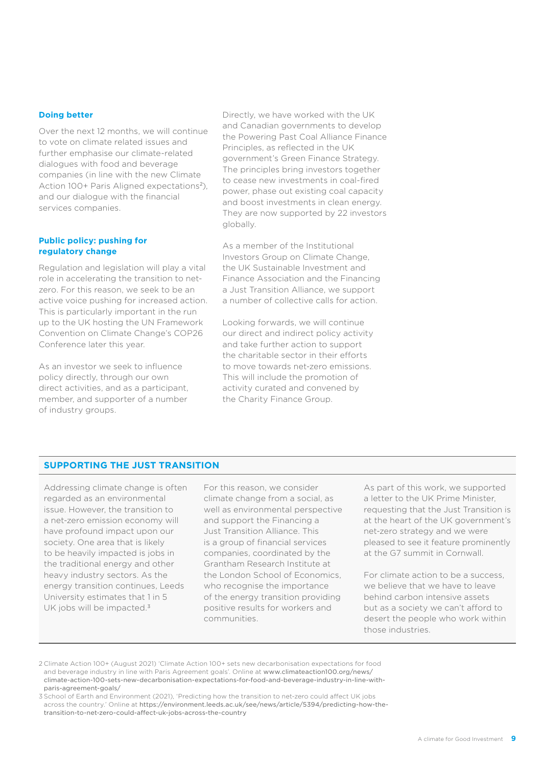### Doing better

Over the next 12 months, we will continue to vote on climate related issues and further emphasise our climate-related dialogues with food and beverage companies (in line with the new Climate Action 100+ Paris Aligned expectations[2]), and our dialogue with the financial services companies.

### Public policy: pushing for regulatory change

Regulation and legislation will play a vital role in accelerating the transition to net-zero. For this reason, we seek to be an active voice pushing for increased action. This is particularly important in the run up to the UK hosting the UN Framework Convention on Climate Change's COP26 Conference later this year.

As an investor we seek to influence policy directly, through our own direct activities, and as a participant, member, and supporter of a number of industry groups.

Directly, we have worked with the UK and Canadian governments to develop the Powering Past Coal Alliance Finance Principles, as reflected in the UK government's Green Finance Strategy. The principles bring investors together to cease new investments in coal-fired power, phase out existing coal capacity and boost investments in clean energy. They are now supported by 22 investors globally.

As a member of the Institutional Investors Group on Climate Change, the UK Sustainable Investment and Finance Association and the Financing a Just Transition Alliance, we support a number of collective calls for action.

Looking forwards, we will continue our direct and indirect policy activity and take further action to support the charitable sector in their efforts to move towards net-zero emissions. This will include the promotion of activity curated and convened by the Charity Finance Group.

## SUPPORTING THE JUST TRANSITION

Addressing climate change is often regarded as an environmental issue. However, the transition to a net-zero emission economy will have profound impact upon our society. One area that is likely to be heavily impacted is jobs in the traditional energy and other heavy industry sectors. As the energy transition continues, Leeds University estimates that 1 in 5 UK jobs will be impacted.[3]

For this reason, we consider climate change from a social, as well as environmental perspective and support the Financing a Just Transition Alliance. This is a group of financial services companies, coordinated by the Grantham Research Institute at the London School of Economics, who recognise the importance of the energy transition providing positive results for workers and communities.

As part of this work, we supported a letter to the UK Prime Minister, requesting that the Just Transition is at the heart of the UK government's net-zero strategy and we were pleased to see it feature prominently at the G7 summit in Cornwall.

For climate action to be a success, we believe that we have to leave behind carbon intensive assets but as a society we can't afford to desert the people who work within those industries.

2 Climate Action 100+ (August 2021) 'Climate Action 100+ sets new decarbonisation expectations for food and beverage industry in line with Paris Agreement goals'. Online at www.climateaction100.org/news/climate-action-100-sets-new-decarbonisation-expectations-for-food-and-beverage-industry-in-line-with-paris-agreement-goals/

3 School of Earth and Environment (2021), 'Predicting how the transition to net-zero could affect UK jobs across the country.' Online at https://environment.leeds.ac.uk/see/news/article/5394/predicting-how-the-transition-to-net-zero-could-affect-uk-jobs-across-the-country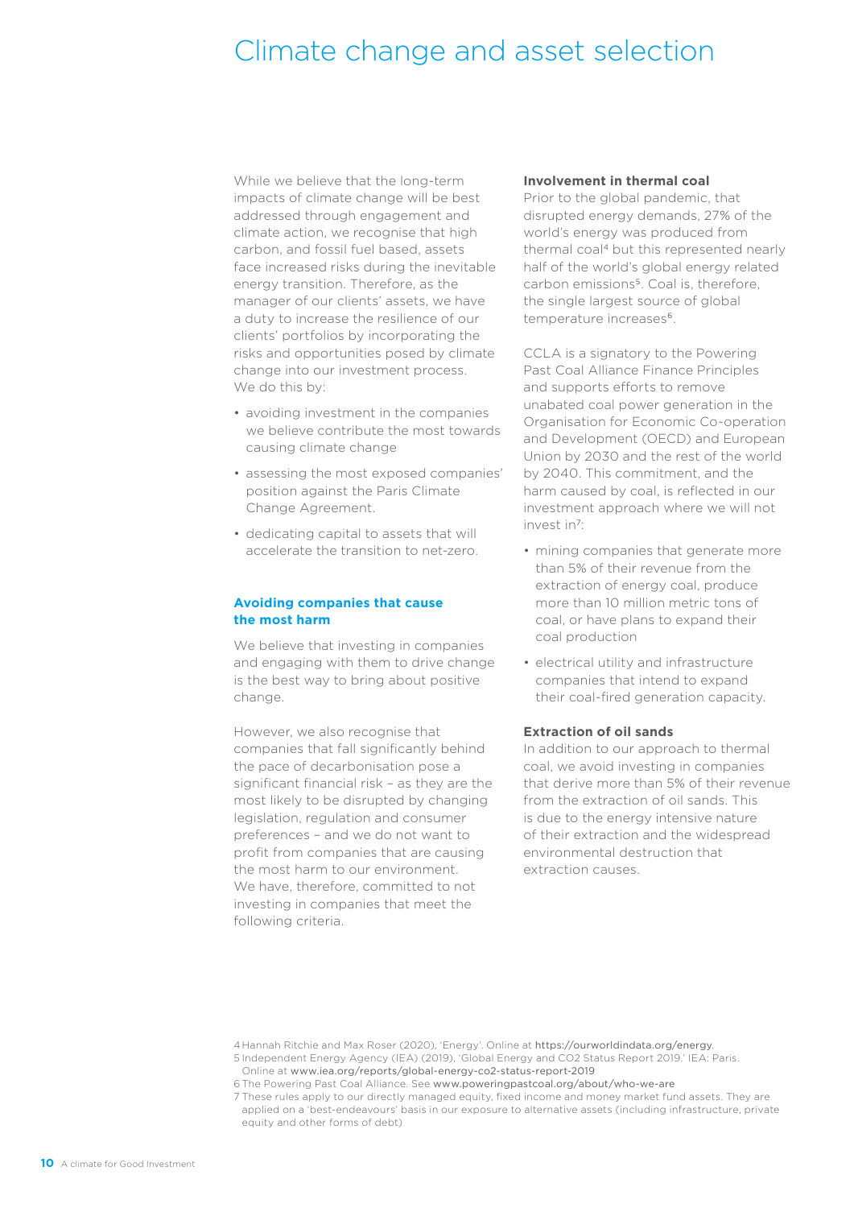# Climate change and asset selection

While we believe that the long-term impacts of climate change will be best addressed through engagement and climate action, we recognise that high carbon, and fossil fuel based, assets face increased risks during the inevitable energy transition. Therefore, as the manager of our clients' assets, we have a duty to increase the resilience of our clients' portfolios by incorporating the risks and opportunities posed by climate change into our investment process. We do this by:

- avoiding investment in the companies we believe contribute the most towards causing climate change
- assessing the most exposed companies' position against the Paris Climate Change Agreement.
- dedicating capital to assets that will accelerate the transition to net-zero.

## Avoiding companies that cause the most harm

We believe that investing in companies and engaging with them to drive change is the best way to bring about positive change.

However, we also recognise that companies that fall significantly behind the pace of decarbonisation pose a significant financial risk – as they are the most likely to be disrupted by changing legislation, regulation and consumer preferences – and we do not want to profit from companies that are causing the most harm to our environment. We have, therefore, committed to not investing in companies that meet the following criteria.

### Involvement in thermal coal

Prior to the global pandemic, that disrupted energy demands, 27% of the world's energy was produced from thermal coal[4] but this represented nearly half of the world's global energy related carbon emissions[5]. Coal is, therefore, the single largest source of global temperature increases[6].

CCLA is a signatory to the Powering Past Coal Alliance Finance Principles and supports efforts to remove unabated coal power generation in the Organisation for Economic Co-operation and Development (OECD) and European Union by 2030 and the rest of the world by 2040. This commitment, and the harm caused by coal, is reflected in our investment approach where we will not invest in[7]:

- mining companies that generate more than 5% of their revenue from the extraction of energy coal, produce more than 10 million metric tons of coal, or have plans to expand their coal production
- electrical utility and infrastructure companies that intend to expand their coal-fired generation capacity.

### Extraction of oil sands

In addition to our approach to thermal coal, we avoid investing in companies that derive more than 5% of their revenue from the extraction of oil sands. This is due to the energy intensive nature of their extraction and the widespread environmental destruction that extraction causes.

4 Hannah Ritchie and Max Roser (2020), 'Energy'. Online at https://ourworldindata.org/energy.
5 Independent Energy Agency (IEA) (2019), 'Global Energy and CO2 Status Report 2019.' IEA: Paris. Online at www.iea.org/reports/global-energy-co2-status-report-2019
6 The Powering Past Coal Alliance. See www.poweringpastcoal.org/about/who-we-are
7 These rules apply to our directly managed equity, fixed income and money market fund assets. They are applied on a 'best-endeavours' basis in our exposure to alternative assets (including infrastructure, private equity and other forms of debt)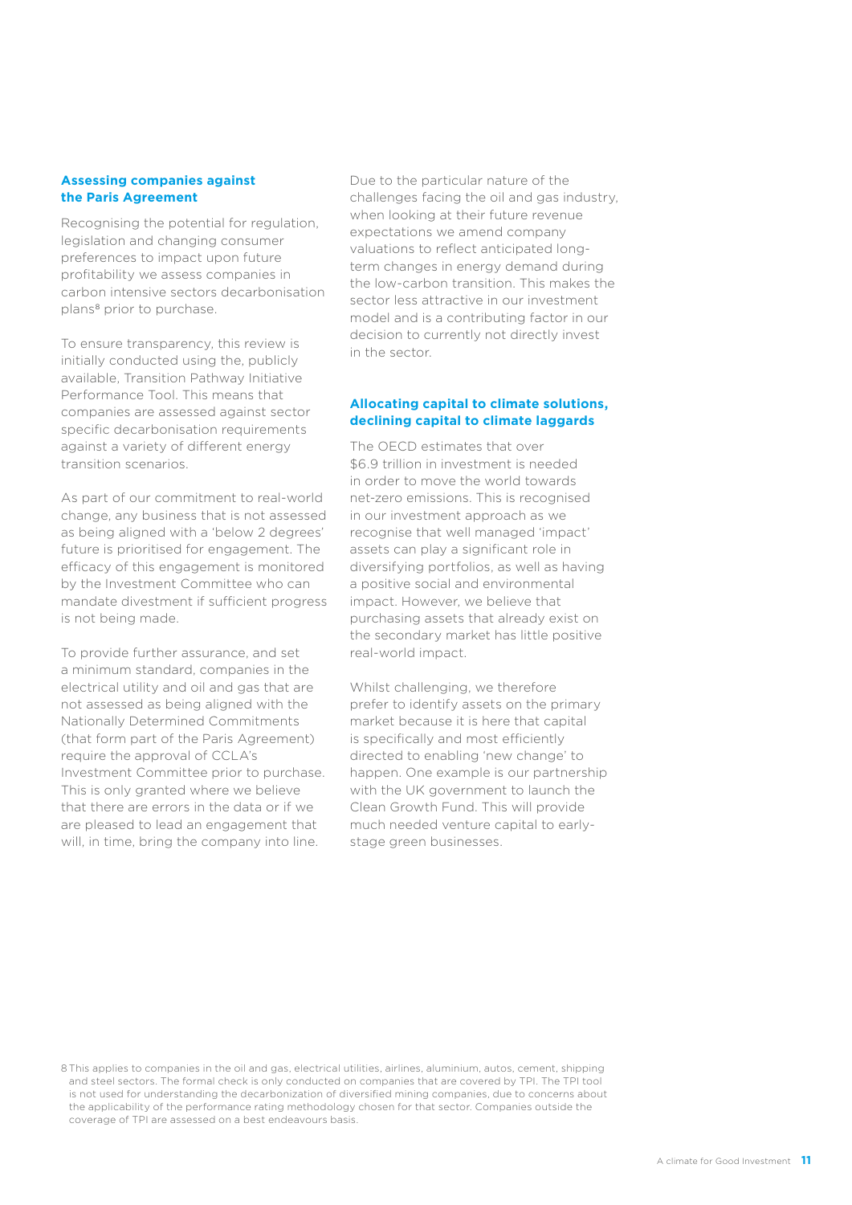### Assessing companies against the Paris Agreement

Recognising the potential for regulation, legislation and changing consumer preferences to impact upon future profitability we assess companies in carbon intensive sectors decarbonisation plans[8] prior to purchase.

To ensure transparency, this review is initially conducted using the, publicly available, Transition Pathway Initiative Performance Tool. This means that companies are assessed against sector specific decarbonisation requirements against a variety of different energy transition scenarios.

As part of our commitment to real-world change, any business that is not assessed as being aligned with a 'below 2 degrees' future is prioritised for engagement. The efficacy of this engagement is monitored by the Investment Committee who can mandate divestment if sufficient progress is not being made.

To provide further assurance, and set a minimum standard, companies in the electrical utility and oil and gas that are not assessed as being aligned with the Nationally Determined Commitments (that form part of the Paris Agreement) require the approval of CCLA's Investment Committee prior to purchase. This is only granted where we believe that there are errors in the data or if we are pleased to lead an engagement that will, in time, bring the company into line.

Due to the particular nature of the challenges facing the oil and gas industry, when looking at their future revenue expectations we amend company valuations to reflect anticipated long-term changes in energy demand during the low-carbon transition. This makes the sector less attractive in our investment model and is a contributing factor in our decision to currently not directly invest in the sector.

### Allocating capital to climate solutions, declining capital to climate laggards

The OECD estimates that over $6.9 trillion in investment is needed in order to move the world towards net-zero emissions. This is recognised in our investment approach as we recognise that well managed 'impact' assets can play a significant role in diversifying portfolios, as well as having a positive social and environmental impact. However, we believe that purchasing assets that already exist on the secondary market has little positive real-world impact.

Whilst challenging, we therefore prefer to identify assets on the primary market because it is here that capital is specifically and most efficiently directed to enabling 'new change' to happen. One example is our partnership with the UK government to launch the Clean Growth Fund. This will provide much needed venture capital to early-stage green businesses.

8 This applies to companies in the oil and gas, electrical utilities, airlines, aluminium, autos, cement, shipping and steel sectors. The formal check is only conducted on companies that are covered by TPI. The TPI tool is not used for understanding the decarbonization of diversified mining companies, due to concerns about the applicability of the performance rating methodology chosen for that sector. Companies outside the coverage of TPI are assessed on a best endeavours basis.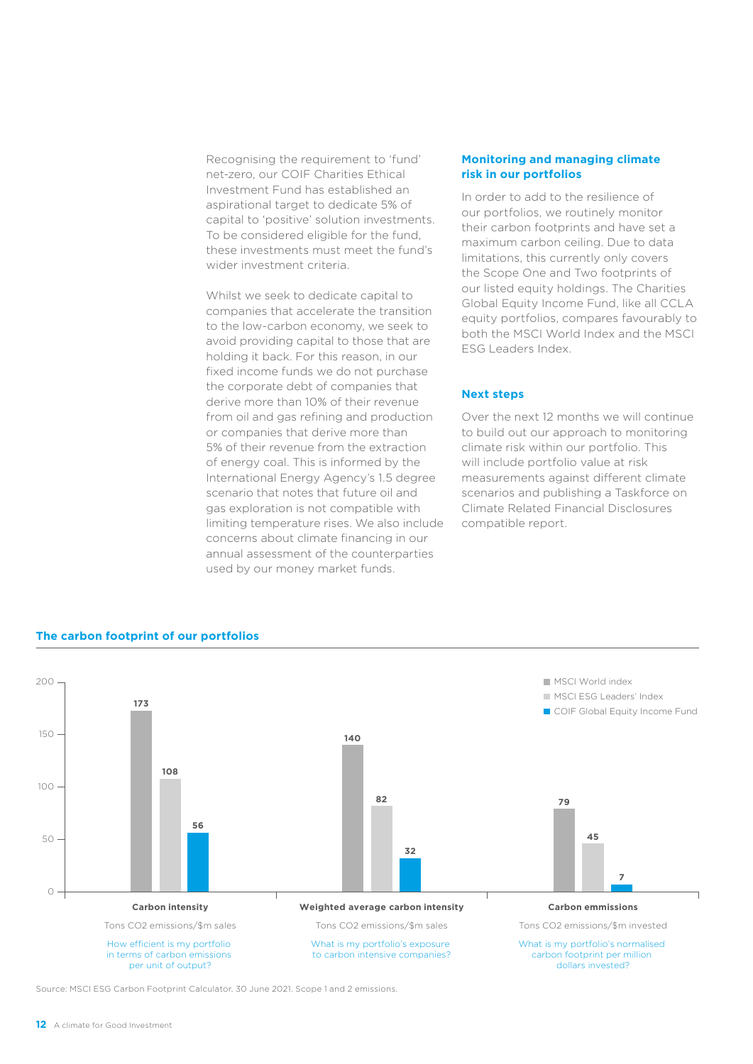Recognising the requirement to 'fund' net-zero, our COIF Charities Ethical Investment Fund has established an aspirational target to dedicate 5% of capital to 'positive' solution investments. To be considered eligible for the fund, these investments must meet the fund's wider investment criteria.

Whilst we seek to dedicate capital to companies that accelerate the transition to the low-carbon economy, we seek to avoid providing capital to those that are holding it back. For this reason, in our fixed income funds we do not purchase the corporate debt of companies that derive more than 10% of their revenue from oil and gas refining and production or companies that derive more than 5% of their revenue from the extraction of energy coal. This is informed by the International Energy Agency's 1.5 degree scenario that notes that future oil and gas exploration is not compatible with limiting temperature rises. We also include concerns about climate financing in our annual assessment of the counterparties used by our money market funds.

## Monitoring and managing climate risk in our portfolios

In order to add to the resilience of our portfolios, we routinely monitor their carbon footprints and have set a maximum carbon ceiling. Due to data limitations, this currently only covers the Scope One and Two footprints of our listed equity holdings. The Charities Global Equity Income Fund, like all CCLA equity portfolios, compares favourably to both the MSCI World Index and the MSCI ESG Leaders Index.

## Next steps

Over the next 12 months we will continue to build out our approach to monitoring climate risk within our portfolio. This will include portfolio value at risk measurements against different climate scenarios and publishing a Taskforce on Climate Related Financial Disclosures compatible report.

## The carbon footprint of our portfolios

| | Carbon intensity | Weighted average carbon intensity | Carbon emmissions |
|---|---|---|---|
| | Tons CO2 emissions/$m sales | Tons CO2 emissions/$m sales | Tons CO2 emissions/$m invested |
| | How efficient is my portfolio in terms of carbon emissions per unit of output? | What is my portfolio's exposure to carbon intensive companies? | What is my portfolio's normalised carbon footprint per million dollars invested? |
| MSCI World index | 173 | 140 | 79 |
| MSCI ESG Leaders' Index | 108 | 82 | 45 |
| COIF Global Equity Income Fund | 56 | 32 | 7 |

Source: MSCI ESG Carbon Footprint Calculator, 30 June 2021. Scope 1 and 2 emissions.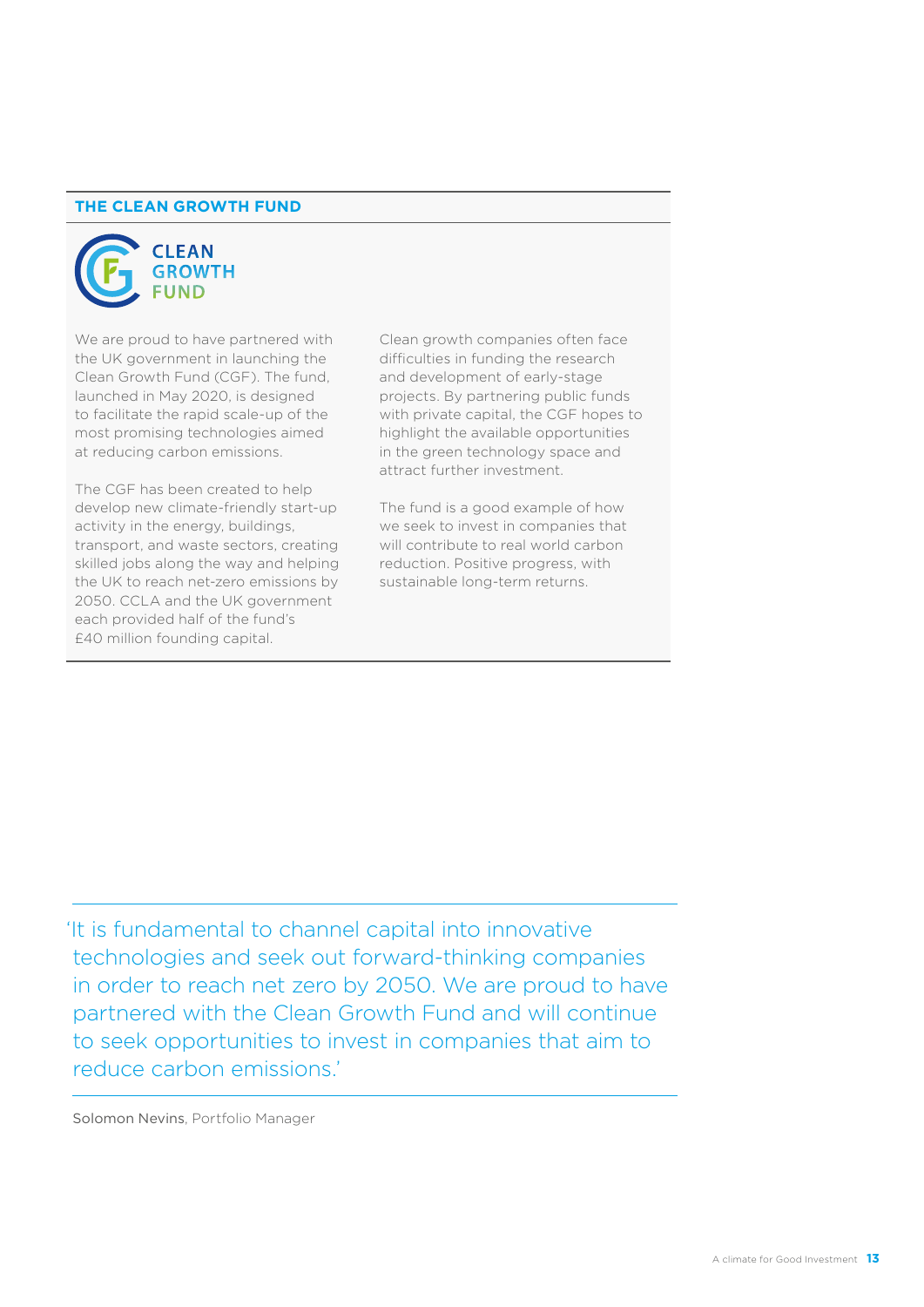## THE CLEAN GROWTH FUND

CLEAN GROWTH FUND

We are proud to have partnered with the UK government in launching the Clean Growth Fund (CGF). The fund, launched in May 2020, is designed to facilitate the rapid scale-up of the most promising technologies aimed at reducing carbon emissions.

The CGF has been created to help develop new climate-friendly start-up activity in the energy, buildings, transport, and waste sectors, creating skilled jobs along the way and helping the UK to reach net-zero emissions by 2050. CCLA and the UK government each provided half of the fund's £40 million founding capital.

Clean growth companies often face difficulties in funding the research and development of early-stage projects. By partnering public funds with private capital, the CGF hopes to highlight the available opportunities in the green technology space and attract further investment.

The fund is a good example of how we seek to invest in companies that will contribute to real world carbon reduction. Positive progress, with sustainable long-term returns.

'It is fundamental to channel capital into innovative technologies and seek out forward-thinking companies in order to reach net zero by 2050. We are proud to have partnered with the Clean Growth Fund and will continue to seek opportunities to invest in companies that aim to reduce carbon emissions.'

Solomon Nevins, Portfolio Manager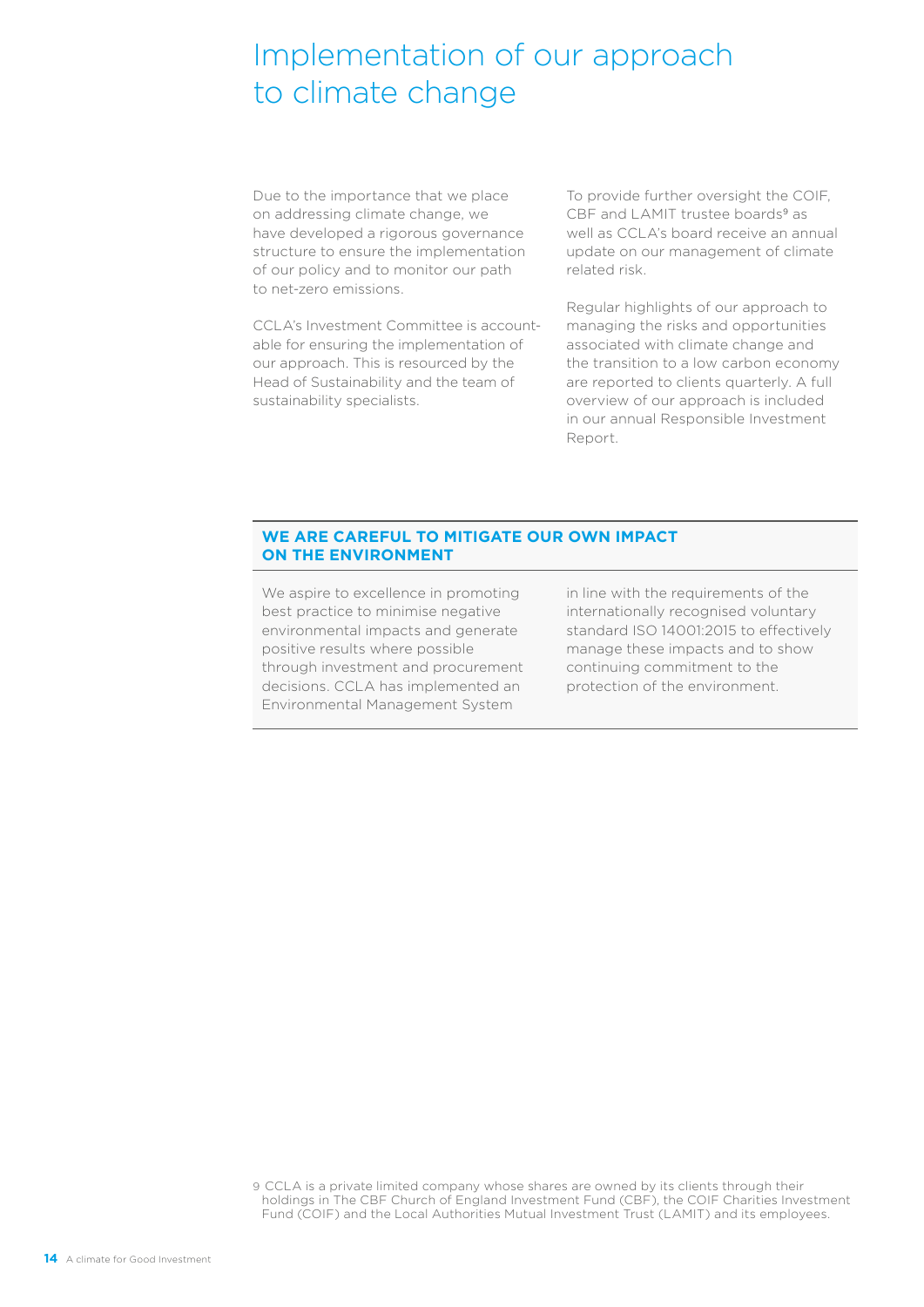# Implementation of our approach to climate change

Due to the importance that we place on addressing climate change, we have developed a rigorous governance structure to ensure the implementation of our policy and to monitor our path to net-zero emissions.

CCLA's Investment Committee is accountable for ensuring the implementation of our approach. This is resourced by the Head of Sustainability and the team of sustainability specialists.

To provide further oversight the COIF, CBF and LAMIT trustee boards[9] as well as CCLA's board receive an annual update on our management of climate related risk.

Regular highlights of our approach to managing the risks and opportunities associated with climate change and the transition to a low carbon economy are reported to clients quarterly. A full overview of our approach is included in our annual Responsible Investment Report.

## WE ARE CAREFUL TO MITIGATE OUR OWN IMPACT ON THE ENVIRONMENT

We aspire to excellence in promoting best practice to minimise negative environmental impacts and generate positive results where possible through investment and procurement decisions. CCLA has implemented an Environmental Management System in line with the requirements of the internationally recognised voluntary standard ISO 14001:2015 to effectively manage these impacts and to show continuing commitment to the protection of the environment.

9 CCLA is a private limited company whose shares are owned by its clients through their holdings in The CBF Church of England Investment Fund (CBF), the COIF Charities Investment Fund (COIF) and the Local Authorities Mutual Investment Trust (LAMIT) and its employees.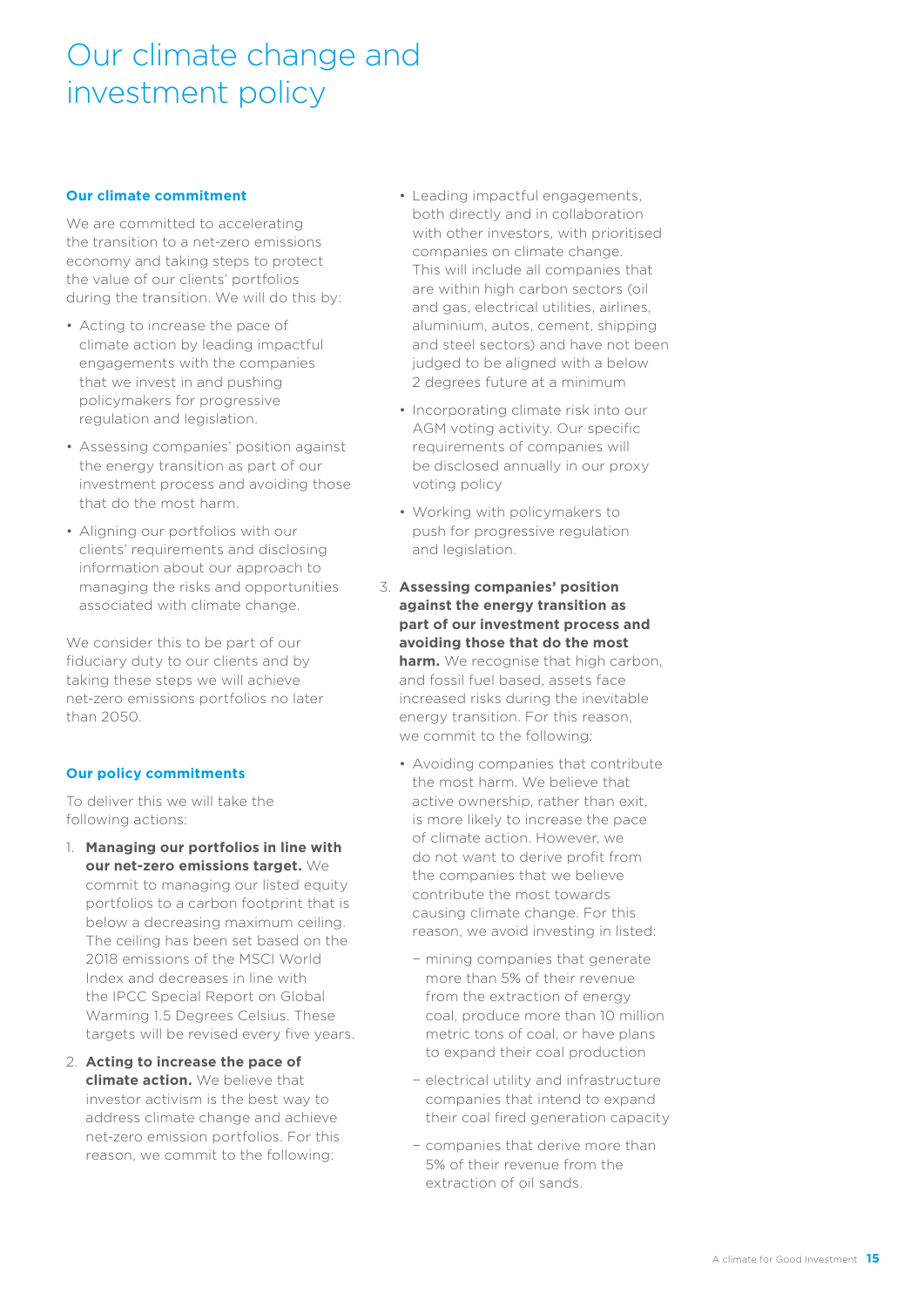# Our climate change and investment policy

**Our climate commitment**

We are committed to accelerating the transition to a net-zero emissions economy and taking steps to protect the value of our clients' portfolios during the transition. We will do this by:

- Acting to increase the pace of climate action by leading impactful engagements with the companies that we invest in and pushing policymakers for progressive regulation and legislation.
- Assessing companies' position against the energy transition as part of our investment process and avoiding those that do the most harm.
- Aligning our portfolios with our clients' requirements and disclosing information about our approach to managing the risks and opportunities associated with climate change.

We consider this to be part of our fiduciary duty to our clients and by taking these steps we will achieve net-zero emissions portfolios no later than 2050.

**Our policy commitments**

To deliver this we will take the following actions:

1. **Managing our portfolios in line with our net-zero emissions target.** We commit to managing our listed equity portfolios to a carbon footprint that is below a decreasing maximum ceiling. The ceiling has been set based on the 2018 emissions of the MSCI World Index and decreases in line with the IPCC Special Report on Global Warming 1.5 Degrees Celsius. These targets will be revised every five years.

2. **Acting to increase the pace of climate action.** We believe that investor activism is the best way to address climate change and achieve net-zero emission portfolios. For this reason, we commit to the following:
   - Leading impactful engagements, both directly and in collaboration with other investors, with prioritised companies on climate change. This will include all companies that are within high carbon sectors (oil and gas, electrical utilities, airlines, aluminium, autos, cement, shipping and steel sectors) and have not been judged to be aligned with a below 2 degrees future at a minimum
   - Incorporating climate risk into our AGM voting activity. Our specific requirements of companies will be disclosed annually in our proxy voting policy
   - Working with policymakers to push for progressive regulation and legislation.

3. **Assessing companies' position against the energy transition as part of our investment process and avoiding those that do the most harm.** We recognise that high carbon, and fossil fuel based, assets face increased risks during the inevitable energy transition. For this reason, we commit to the following:
   - Avoiding companies that contribute the most harm. We believe that active ownership, rather than exit, is more likely to increase the pace of climate action. However, we do not want to derive profit from the companies that we believe contribute the most towards causing climate change. For this reason, we avoid investing in listed:
     - mining companies that generate more than 5% of their revenue from the extraction of energy coal, produce more than 10 million metric tons of coal, or have plans to expand their coal production
     - electrical utility and infrastructure companies that intend to expand their coal fired generation capacity
     - companies that derive more than 5% of their revenue from the extraction of oil sands.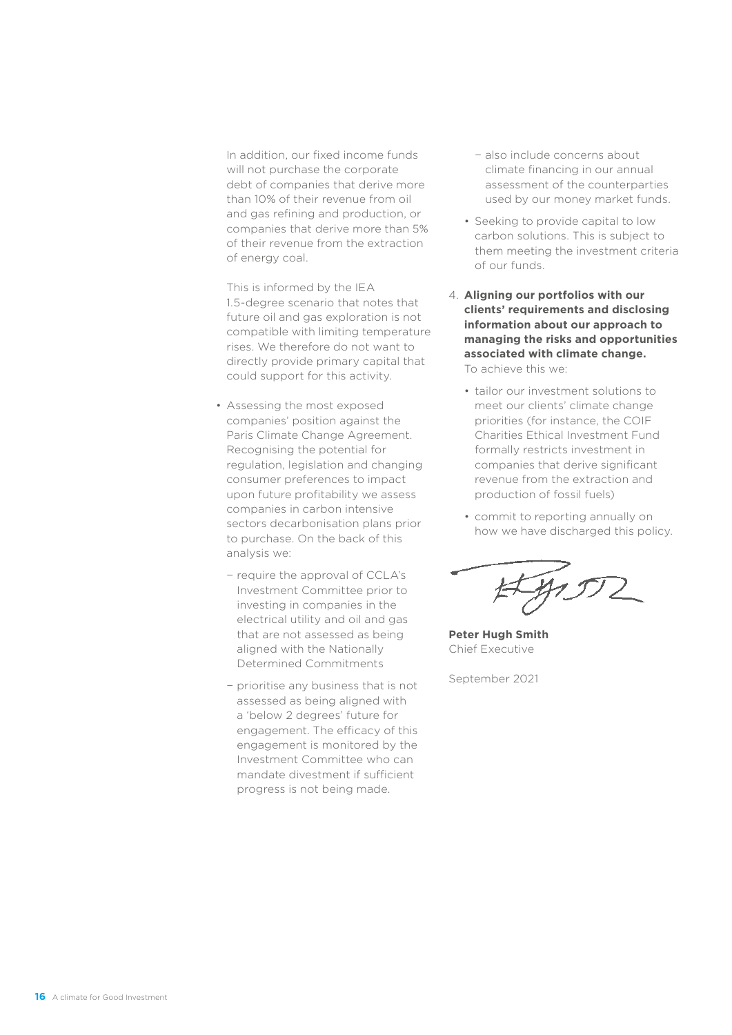In addition, our fixed income funds will not purchase the corporate debt of companies that derive more than 10% of their revenue from oil and gas refining and production, or companies that derive more than 5% of their revenue from the extraction of energy coal.

This is informed by the IEA 1.5-degree scenario that notes that future oil and gas exploration is not compatible with limiting temperature rises. We therefore do not want to directly provide primary capital that could support for this activity.

- Assessing the most exposed companies' position against the Paris Climate Change Agreement. Recognising the potential for regulation, legislation and changing consumer preferences to impact upon future profitability we assess companies in carbon intensive sectors decarbonisation plans prior to purchase. On the back of this analysis we:
  - require the approval of CCLA's Investment Committee prior to investing in companies in the electrical utility and oil and gas that are not assessed as being aligned with the Nationally Determined Commitments
  - prioritise any business that is not assessed as being aligned with a 'below 2 degrees' future for engagement. The efficacy of this engagement is monitored by the Investment Committee who can mandate divestment if sufficient progress is not being made.
  - also include concerns about climate financing in our annual assessment of the counterparties used by our money market funds.
- Seeking to provide capital to low carbon solutions. This is subject to them meeting the investment criteria of our funds.

4. **Aligning our portfolios with our clients' requirements and disclosing information about our approach to managing the risks and opportunities associated with climate change.** To achieve this we:
   - tailor our investment solutions to meet our clients' climate change priorities (for instance, the COIF Charities Ethical Investment Fund formally restricts investment in companies that derive significant revenue from the extraction and production of fossil fuels)
   - commit to reporting annually on how we have discharged this policy.

**Peter Hugh Smith**
Chief Executive

September 2021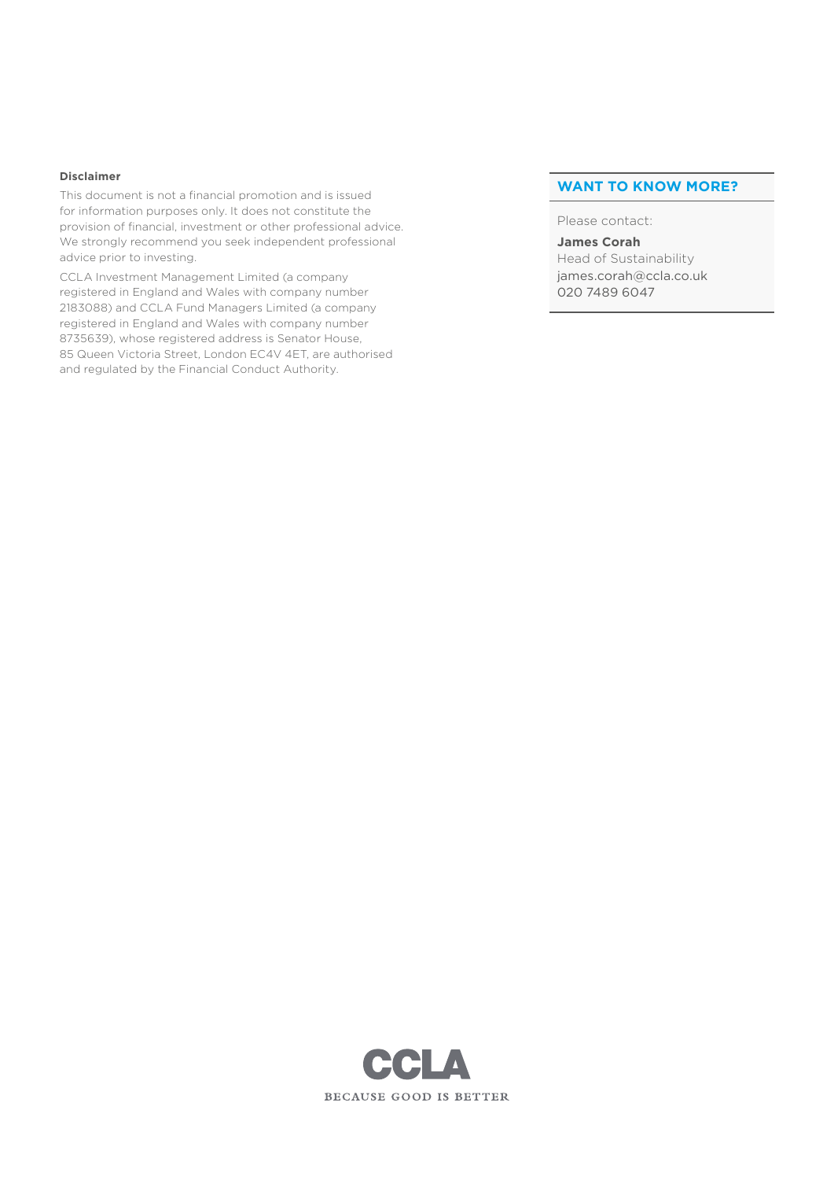**Disclaimer**

This document is not a financial promotion and is issued for information purposes only. It does not constitute the provision of financial, investment or other professional advice. We strongly recommend you seek independent professional advice prior to investing.

CCLA Investment Management Limited (a company registered in England and Wales with company number 2183088) and CCLA Fund Managers Limited (a company registered in England and Wales with company number 8735639), whose registered address is Senator House, 85 Queen Victoria Street, London EC4V 4ET, are authorised and regulated by the Financial Conduct Authority.

## WANT TO KNOW MORE?

Please contact:

**James Corah**
Head of Sustainability
james.corah@ccla.co.uk
020 7489 6047

CCLA

BECAUSE GOOD IS BETTER